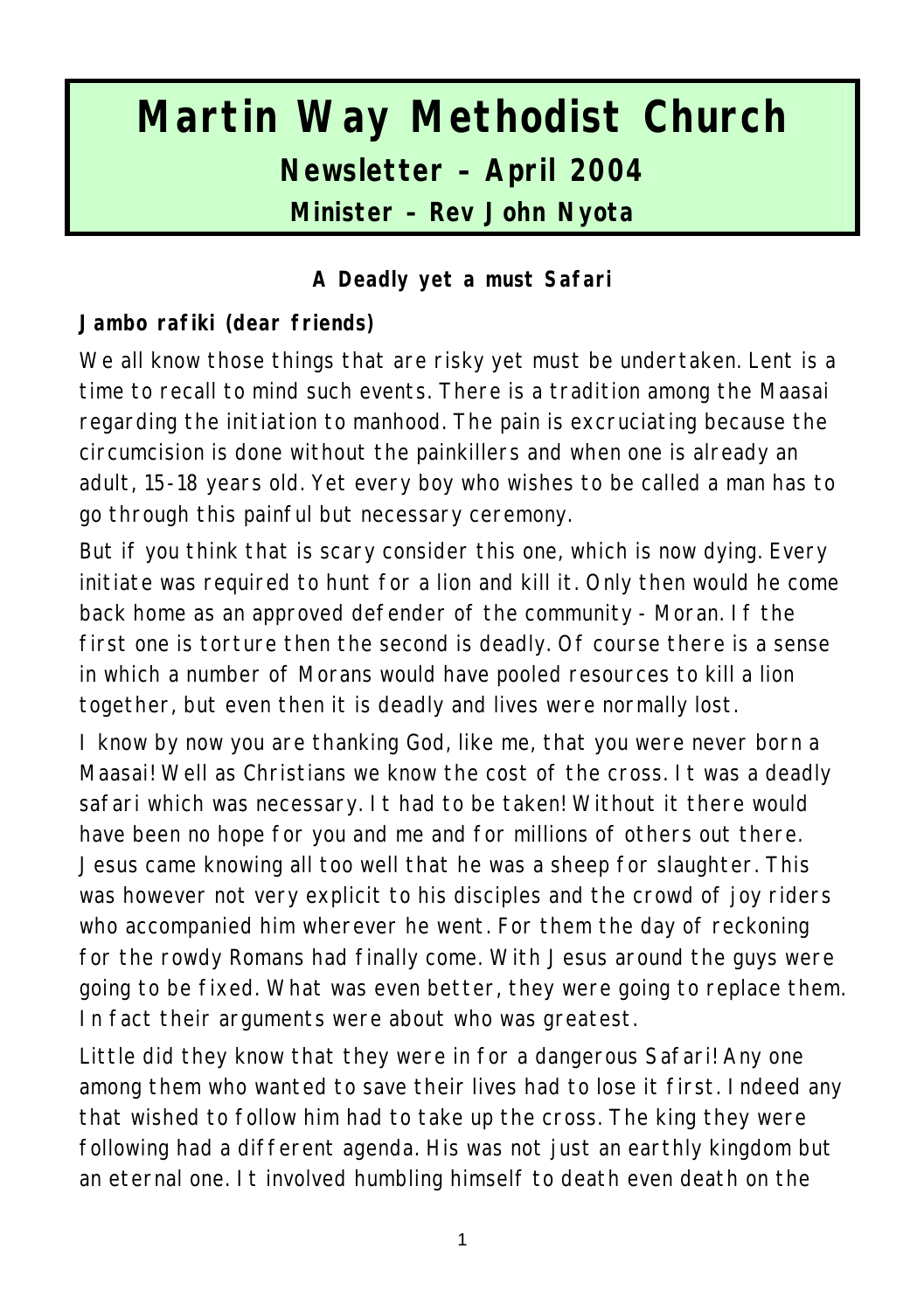# Martin Way Methodist Church

## Newsletter – April 2004

### Minister – Rev John Nyota

**A Deadly yet a must Safari**

**Jambo rafiki (dear friends)**

We all know those things that are risky yet must be undertaken. Lent is a time to recall to mind such events. There is a tradition among the Maasai regarding the initiation to manhood. The pain is excruciating because the circumcision is done without the painkillers and when one is already an adult, 15-18 years old. Yet every boy who wishes to be called a man has to go through this painful but necessary ceremony.

But if you think that is scary consider this one, which is now dying. Every initiate was required to hunt for a lion and kill it. Only then would he come back home as an approved defender of the community - Moran. If the first one is torture then the second is deadly. Of course there is a sense in which a number of Morans would have pooled resources to kill a lion together, but even then it is deadly and lives were normally lost.

I know by now you are thanking God, like me, that you were never born a Maasai! Well as Christians we know the cost of the cross. It was a deadly safari which was necessary. It had to be taken! Without it there would have been no hope for you and me and for millions of others out there. Jesus came knowing all too well that he was a sheep for slaughter. This was however not very explicit to his disciples and the crowd of joy riders who accompanied him wherever he went. For them the day of reckoning for the rowdy Romans had finally come. With Jesus around the guys were going to be fixed. What was even better, they were going to replace them. In fact their arguments were about who was greatest.

Little did they know that they were in for a dangerous Safari! Any one among them who wanted to save their lives had to lose it first. Indeed any that wished to follow him had to take up the cross. The king they were following had a different agenda. His was not just an earthly kingdom but an eternal one. It involved humbling himself to death even death on the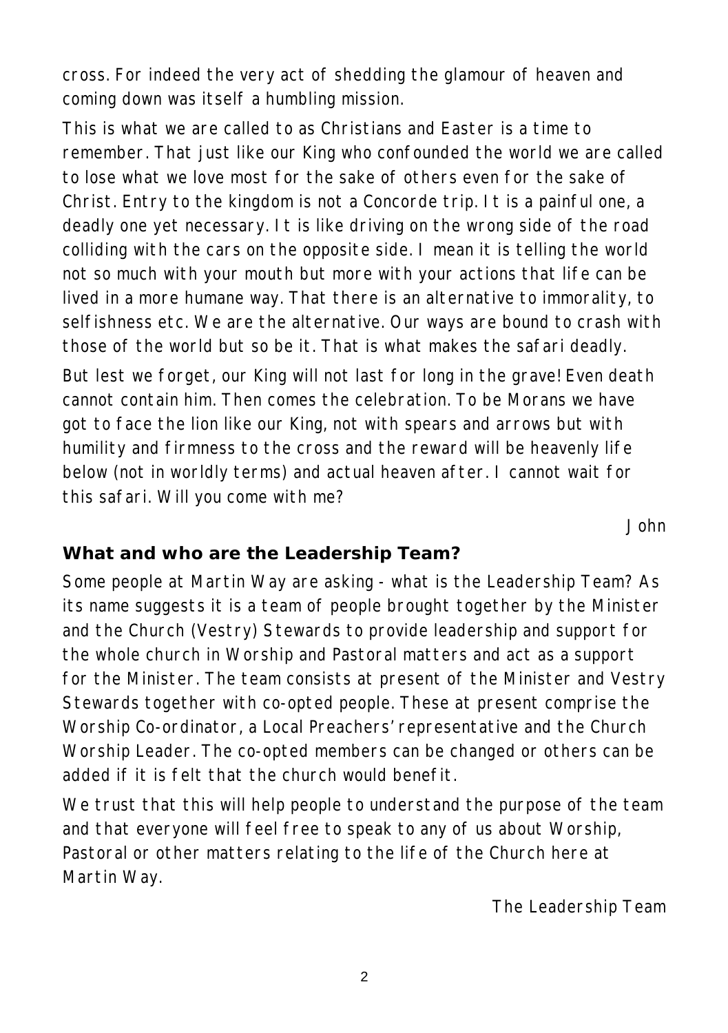cross. For indeed the very act of shedding the glamour of heaven and coming down was itself a humbling mission.

This is what we are called to as Christians and Easter is a time to remember. That just like our King who confounded the world we are called to lose what we love most for the sake of others even for the sake of Christ. Entry to the kingdom is not a Concorde trip. It is a painful one, a deadly one yet necessary. It is like driving on the wrong side of the road colliding with the cars on the opposite side. I mean it is telling the world not so much with your mouth but more with your actions that life can be lived in a more humane way. That there is an alternative to immorality, to selfishness etc. We are the alternative. Our ways are bound to crash with those of the world but so be it. That is what makes the safari deadly.

But lest we forget, our King will not last for long in the grave! Even death cannot contain him. Then comes the celebration. To be Morans we have got to face the lion like our King, not with spears and arrows but with humility and firmness to the cross and the reward will be heavenly life below (not in worldly terms) and actual heaven after. I cannot wait for this safari. Will you come with me?

*John*

**What and who are the Leadership Team?**

Some people at Martin Way are asking - what is the Leadership Team? As its name suggests it is a team of people brought together by the Minister and the Church (Vestry) Stewards to provide leadership and support for the whole church in Worship and Pastoral matters and act as a support for the Minister. The team consists at present of the Minister and Vestry Stewards together with co-opted people. These at present comprise the Worship Co-ordinator, a Local Preachers' representative and the Church Worship Leader. The co-opted members can be changed or others can be added if it is felt that the church would benefit.

We trust that this will help people to understand the purpose of the team and that everyone will feel free to speak to any of us about Worship, Pastoral or other matters relating to the life of the Church here at Martin Way.

*The Leadership Team*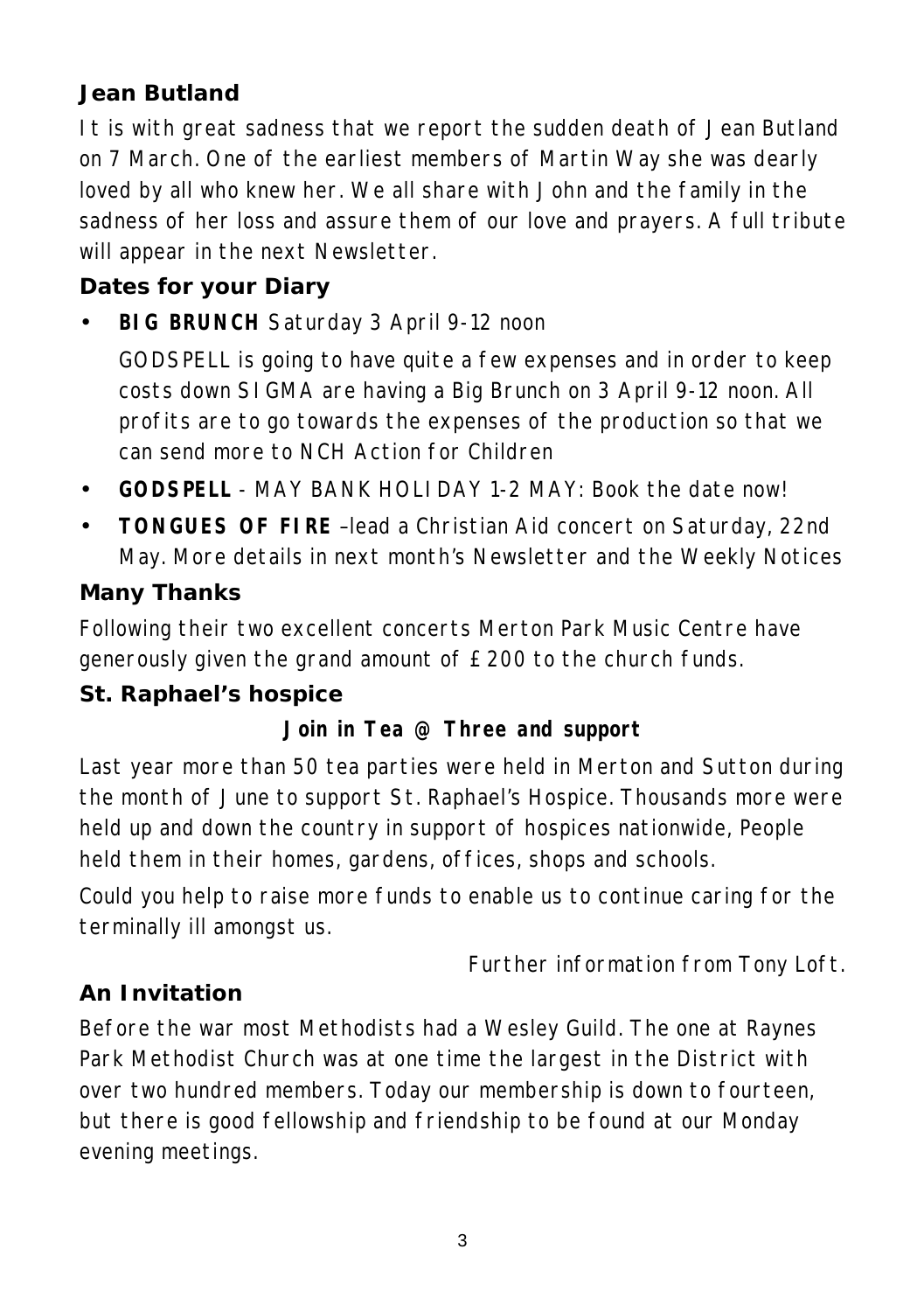## Jean Butland

It is with great sadness that we report the sudden death of Jean Butland on 7 March. One of the earliest members of Martin Way she was dearly loved by all who knew her. We all share with John and the family in the sadness of her loss and assure them of our love and prayers. A full tribute will appear in the next Newsletter.

## Dates for your Diary

- **BIG BRUNCH** Saturday 3 April 9-12 noon

  GODSPELL is going to have quite a few expenses and in order to keep costs down SIGMA are having a Big Brunch on 3 April 9-12 noon. All profits are to go towards the expenses of the production so that we can send more to NCH Action for Children

- **GODSPELL** - MAY BANK HOLIDAY 1-2 MAY: Book the date now!
- **TONGUES OF FIRE** –lead a Christian Aid concert on Saturday, 22nd May. More details in next month's Newsletter and the Weekly Notices

## Many Thanks

Following their two excellent concerts Merton Park Music Centre have generously given the grand amount of £200 to the church funds.

## St. Raphael's hospice

**Join in Tea @ Three and support**

Last year more than 50 tea parties were held in Merton and Sutton during the month of June to support St. Raphael's Hospice. Thousands more were held up and down the country in support of hospices nationwide, People held them in their homes, gardens, offices, shops and schools.

Could you help to raise more funds to enable us to continue caring for the terminally ill amongst us.

Further information from Tony Loft.

## An Invitation

Before the war most Methodists had a Wesley Guild. The one at Raynes Park Methodist Church was at one time the largest in the District with over two hundred members. Today our membership is down to fourteen, but there is good fellowship and friendship to be found at our Monday evening meetings.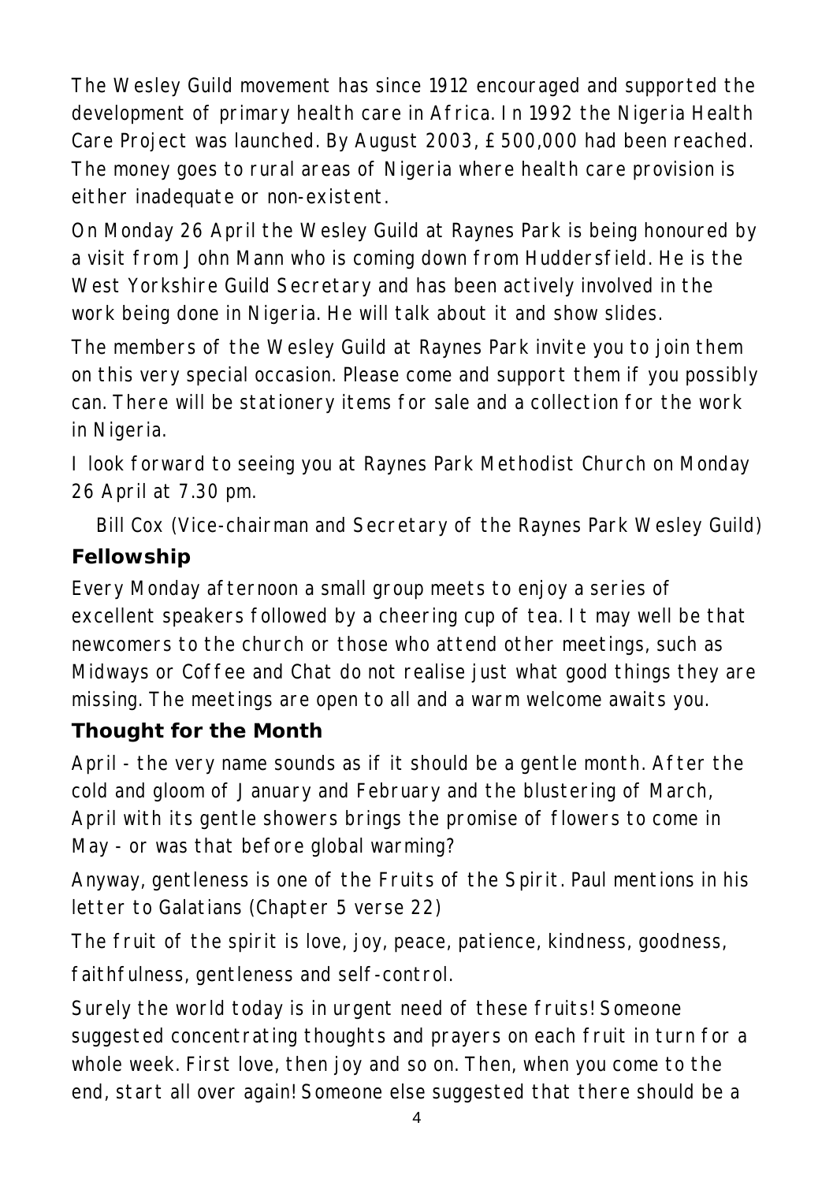The Wesley Guild movement has since 1912 encouraged and supported the development of primary health care in Africa. In 1992 the Nigeria Health Care Project was launched. By August 2003, £500,000 had been reached. The money goes to rural areas of Nigeria where health care provision is either inadequate or non-existent.

On Monday 26 April the Wesley Guild at Raynes Park is being honoured by a visit from John Mann who is coming down from Huddersfield. He is the West Yorkshire Guild Secretary and has been actively involved in the work being done in Nigeria. He will talk about it and show slides.

The members of the Wesley Guild at Raynes Park invite you to join them on this very special occasion. Please come and support them if you possibly can. There will be stationery items for sale and a collection for the work in Nigeria.

I look forward to seeing you at Raynes Park Methodist Church on Monday 26 April at 7.30 pm.

Bill Cox (Vice-chairman and Secretary of the Raynes Park Wesley Guild)

## Fellowship

Every Monday afternoon a small group meets to enjoy a series of excellent speakers followed by a cheering cup of tea. It may well be that newcomers to the church or those who attend other meetings, such as Midways or Coffee and Chat do not realise just what good things they are missing. The meetings are open to all and a warm welcome awaits you.

## Thought for the Month

April - the very name sounds as if it should be a gentle month. After the cold and gloom of January and February and the blustering of March, April with its gentle showers brings the promise of flowers to come in May - or was that before global warming?

Anyway, gentleness is one of the Fruits of the Spirit. Paul mentions in his letter to Galatians (Chapter 5 verse 22)

The fruit of the spirit is love, joy, peace, patience, kindness, goodness, faithfulness, gentleness and self-control.

Surely the world today is in urgent need of these fruits! Someone suggested concentrating thoughts and prayers on each fruit in turn for a whole week. First love, then joy and so on. Then, when you come to the end, start all over again! Someone else suggested that there should be a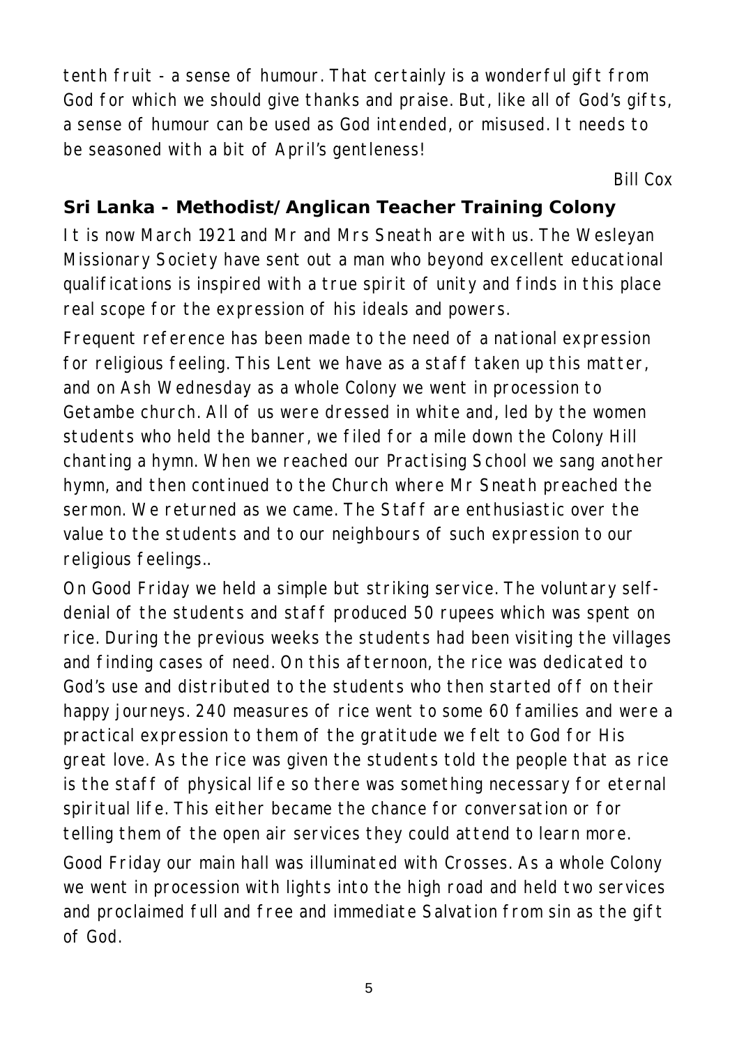tenth fruit - a sense of humour. That certainly is a wonderful gift from God for which we should give thanks and praise. But, like all of God's gifts, a sense of humour can be used as God intended, or misused. It needs to be seasoned with a bit of April's gentleness!

*Bill Cox*

## Sri Lanka - Methodist/Anglican Teacher Training Colony

It is now March 1921 and Mr and Mrs Sneath are with us. The Wesleyan Missionary Society have sent out a man who beyond excellent educational qualifications is inspired with a true spirit of unity and finds in this place real scope for the expression of his ideals and powers.

Frequent reference has been made to the need of a national expression for religious feeling. This Lent we have as a staff taken up this matter, and on Ash Wednesday as a whole Colony we went in procession to Getambe church. All of us were dressed in white and, led by the women students who held the banner, we filed for a mile down the Colony Hill chanting a hymn. When we reached our Practising School we sang another hymn, and then continued to the Church where Mr Sneath preached the sermon. We returned as we came. The Staff are enthusiastic over the value to the students and to our neighbours of such expression to our religious feelings..

On Good Friday we held a simple but striking service. The voluntary self-denial of the students and staff produced 50 rupees which was spent on rice. During the previous weeks the students had been visiting the villages and finding cases of need. On this afternoon, the rice was dedicated to God's use and distributed to the students who then started off on their happy journeys. 240 measures of rice went to some 60 families and were a practical expression to them of the gratitude we felt to God for His great love. As the rice was given the students told the people that as rice is the staff of physical life so there was something necessary for eternal spiritual life. This either became the chance for conversation or for telling them of the open air services they could attend to learn more.

Good Friday our main hall was illuminated with Crosses. As a whole Colony we went in procession with lights into the high road and held two services and proclaimed full and free and immediate Salvation from sin as the gift of God.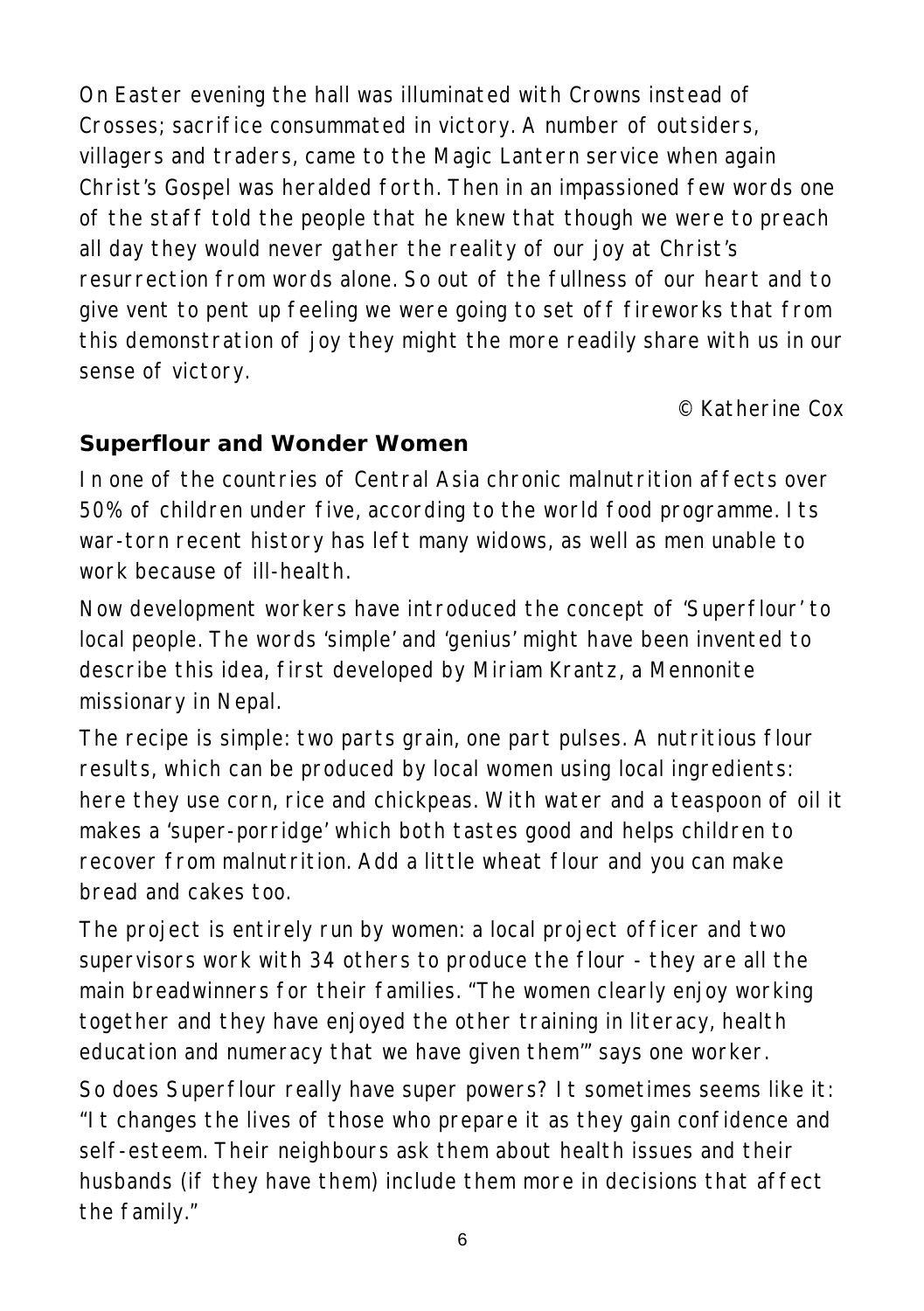On Easter evening the hall was illuminated with Crowns instead of Crosses; sacrifice consummated in victory. A number of outsiders, villagers and traders, came to the Magic Lantern service when again Christ's Gospel was heralded forth. Then in an impassioned few words one of the staff told the people that he knew that though we were to preach all day they would never gather the reality of our joy at Christ's resurrection from words alone. So out of the fullness of our heart and to give vent to pent up feeling we were going to set off fireworks that from this demonstration of joy they might the more readily share with us in our sense of victory.

© Katherine Cox

## Superflour and Wonder Women

In one of the countries of Central Asia chronic malnutrition affects over 50% of children under five, according to the world food programme. Its war-torn recent history has left many widows, as well as men unable to work because of ill-health.

Now development workers have introduced the concept of 'Superflour' to local people. The words 'simple' and 'genius' might have been invented to describe this idea, first developed by Miriam Krantz, a Mennonite missionary in Nepal.

The recipe is simple: two parts grain, one part pulses. A nutritious flour results, which can be produced by local women using local ingredients: here they use corn, rice and chickpeas. With water and a teaspoon of oil it makes a 'super-porridge' which both tastes good and helps children to recover from malnutrition. Add a little wheat flour and you can make bread and cakes too.

The project is entirely run by women: a local project officer and two supervisors work with 34 others to produce the flour - they are all the main breadwinners for their families. "The women clearly enjoy working together and they have enjoyed the other training in literacy, health education and numeracy that we have given them'" says one worker.

So does Superflour really have super powers? It sometimes seems like it: "It changes the lives of those who prepare it as they gain confidence and self-esteem. Their neighbours ask them about health issues and their husbands (if they have them) include them more in decisions that affect the family."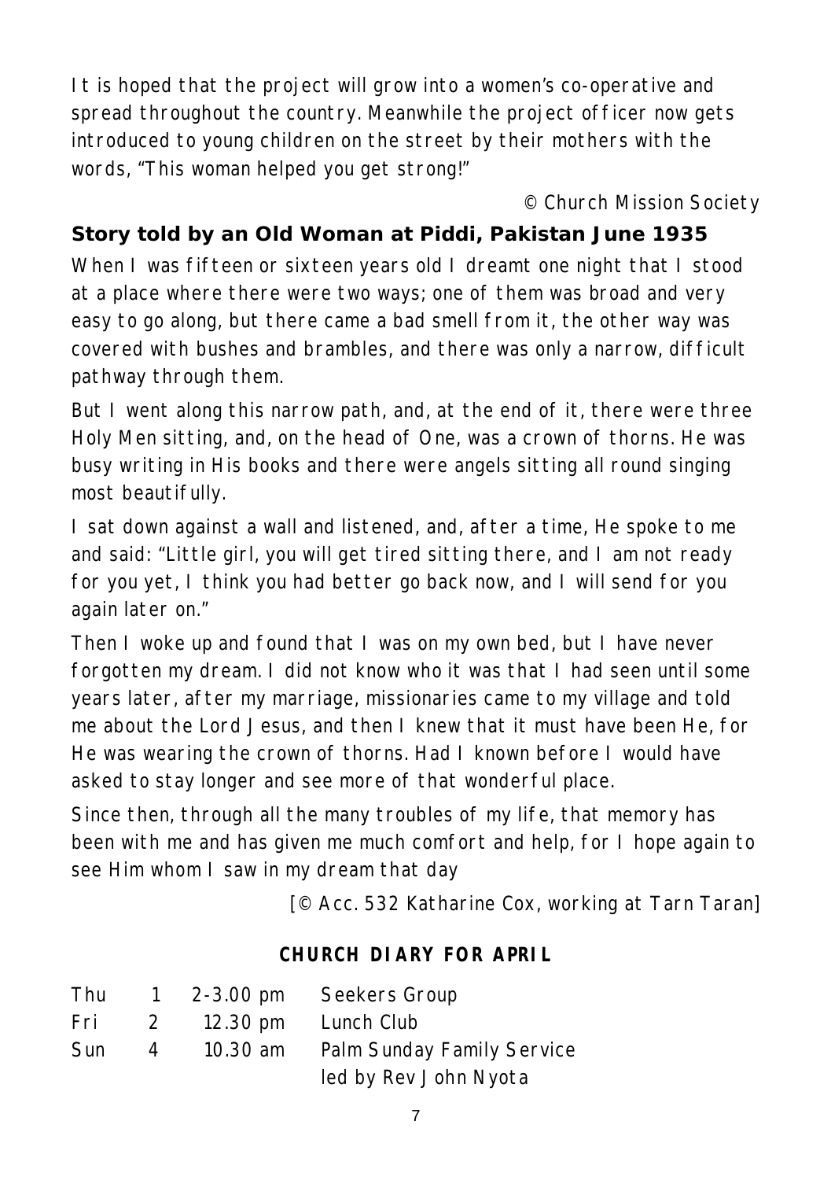It is hoped that the project will grow into a women's co-operative and spread throughout the country. Meanwhile the project officer now gets introduced to young children on the street by their mothers with the words, "This woman helped you get strong!"

© Church Mission Society

## Story told by an Old Woman at Piddi, Pakistan June 1935

When I was fifteen or sixteen years old I dreamt one night that I stood at a place where there were two ways; one of them was broad and very easy to go along, but there came a bad smell from it, the other way was covered with bushes and brambles, and there was only a narrow, difficult pathway through them.

But I went along this narrow path, and, at the end of it, there were three Holy Men sitting, and, on the head of One, was a crown of thorns. He was busy writing in His books and there were angels sitting all round singing most beautifully.

I sat down against a wall and listened, and, after a time, He spoke to me and said: "Little girl, you will get tired sitting there, and I am not ready for you yet, I think you had better go back now, and I will send for you again later on."

Then I woke up and found that I was on my own bed, but I have never forgotten my dream. I did not know who it was that I had seen until some years later, after my marriage, missionaries came to my village and told me about the Lord Jesus, and then I knew that it must have been He, for He was wearing the crown of thorns. Had I known before I would have asked to stay longer and see more of that wonderful place.

Since then, through all the many troubles of my life, that memory has been with me and has given me much comfort and help, for I hope again to see Him whom I saw in my dream that day

[© Acc. 532 Katharine Cox, working at Tarn Taran]

### CHURCH DIARY FOR APRIL

| | | | |
|---|---|---|---|
| Thu | 1 | 2-3.00 pm | Seekers Group |
| Fri | 2 | 12.30 pm | Lunch Club |
| Sun | 4 | 10.30 am | Palm Sunday Family Service led by Rev John Nyota |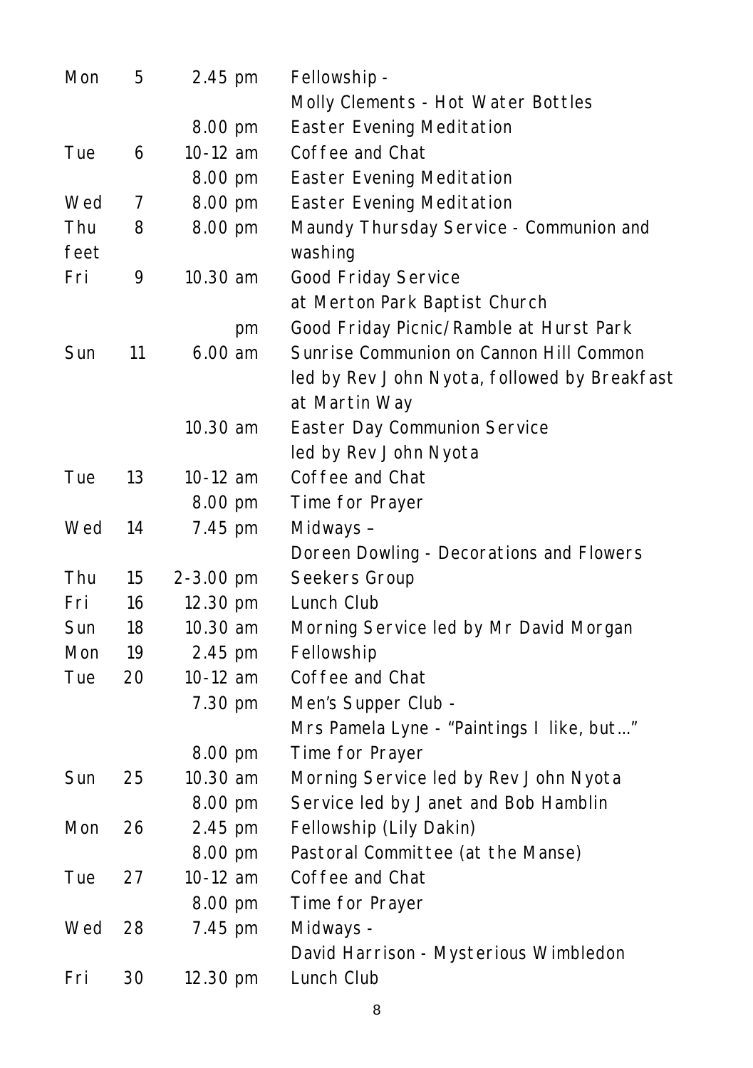| | | | |
|---|---|---|---|
| Mon | 5 | 2.45 pm | Fellowship -<br>Molly Clements - Hot Water Bottles |
| | | 8.00 pm | Easter Evening Meditation |
| Tue | 6 | 10-12 am | Coffee and Chat |
| | | 8.00 pm | Easter Evening Meditation |
| Wed | 7 | 8.00 pm | Easter Evening Meditation |
| Thu | 8 | 8.00 pm | Maundy Thursday Service - Communion and feet washing |
| Fri | 9 | 10.30 am | Good Friday Service<br>at Merton Park Baptist Church |
| | | pm | Good Friday Picnic/Ramble at Hurst Park |
| Sun | 11 | 6.00 am | Sunrise Communion on Cannon Hill Common<br>led by Rev John Nyota, followed by Breakfast at Martin Way |
| | | 10.30 am | Easter Day Communion Service<br>led by Rev John Nyota |
| Tue | 13 | 10-12 am | Coffee and Chat |
| | | 8.00 pm | Time for Prayer |
| Wed | 14 | 7.45 pm | Midways –<br>Doreen Dowling - Decorations and Flowers |
| Thu | 15 | 2-3.00 pm | Seekers Group |
| Fri | 16 | 12.30 pm | Lunch Club |
| Sun | 18 | 10.30 am | Morning Service led by Mr David Morgan |
| Mon | 19 | 2.45 pm | Fellowship |
| Tue | 20 | 10-12 am | Coffee and Chat |
| | | 7.30 pm | Men's Supper Club -<br>Mrs Pamela Lyne - "Paintings I like, but…" |
| | | 8.00 pm | Time for Prayer |
| Sun | 25 | 10.30 am | Morning Service led by Rev John Nyota |
| | | 8.00 pm | Service led by Janet and Bob Hamblin |
| Mon | 26 | 2.45 pm | Fellowship (Lily Dakin) |
| | | 8.00 pm | Pastoral Committee (at the Manse) |
| Tue | 27 | 10-12 am | Coffee and Chat |
| | | 8.00 pm | Time for Prayer |
| Wed | 28 | 7.45 pm | Midways -<br>David Harrison - Mysterious Wimbledon |
| Fri | 30 | 12.30 pm | Lunch Club |